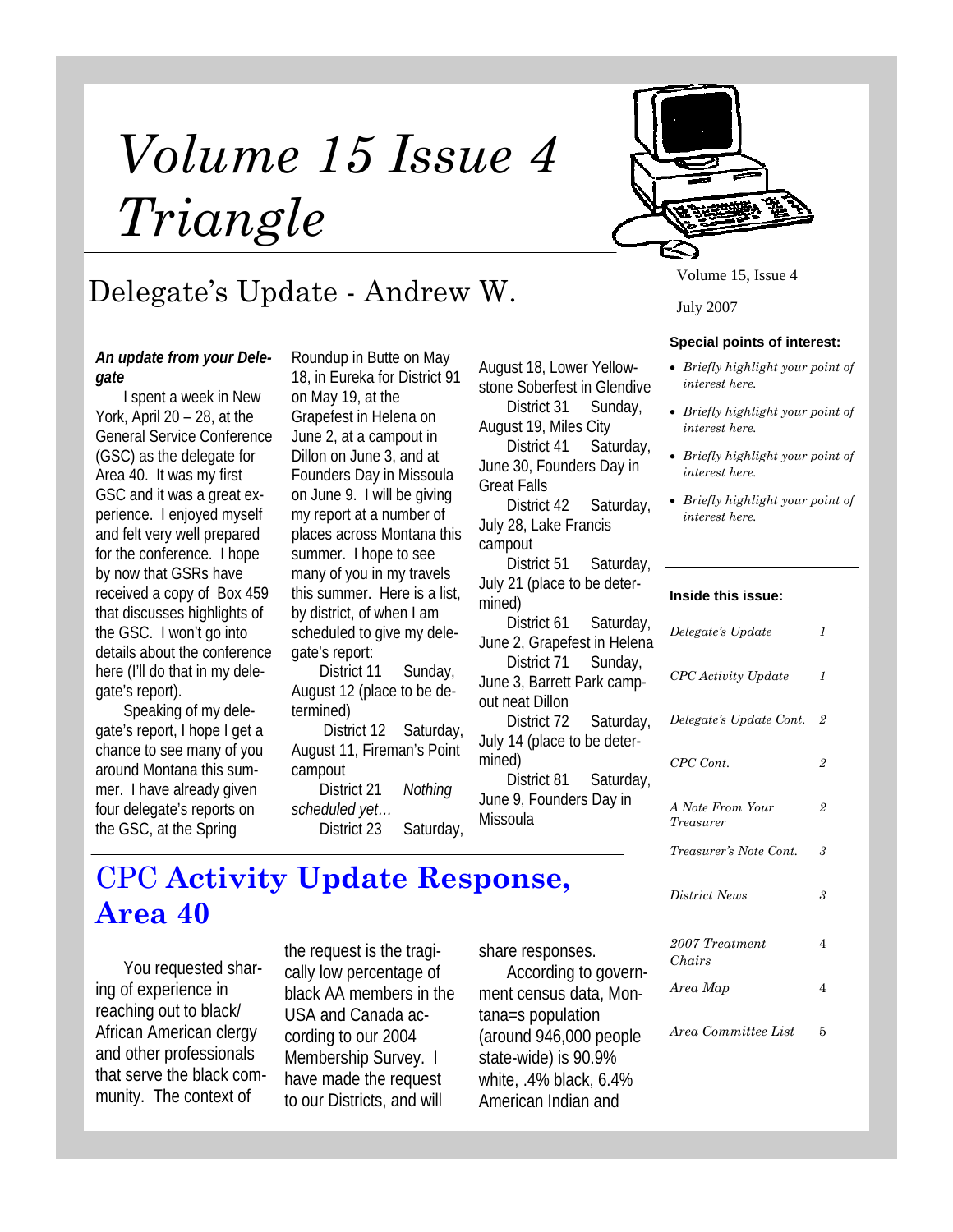# Volume 15 Issue 4 Triangle

## Delegate's Update - Andrew W.

***An update from your Delegate***

I spent a week in New York, April 20 – 28, at the General Service Conference (GSC) as the delegate for Area 40. It was my first GSC and it was a great experience. I enjoyed myself and felt very well prepared for the conference. I hope by now that GSRs have received a copy of Box 459 that discusses highlights of the GSC. I won't go into details about the conference here (I'll do that in my delegate's report).

Speaking of my delegate's report, I hope I get a chance to see many of you around Montana this summer. I have already given four delegate's reports on the GSC, at the Spring Roundup in Butte on May 18, in Eureka for District 91 on May 19, at the Grapefest in Helena on June 2, at a campout in Dillon on June 3, and at Founders Day in Missoula on June 9. I will be giving my report at a number of places across Montana this summer. I hope to see many of you in my travels this summer. Here is a list, by district, of when I am scheduled to give my delegate's report:

District 11 Sunday, August 12 (place to be determined)

District 12 Saturday, August 11, Fireman's Point campout

District 21 *Nothing scheduled yet…*

District 23 Saturday, August 18, Lower Yellowstone Soberfest in Glendive

District 31 Sunday, August 19, Miles City

District 41 Saturday, June 30, Founders Day in Great Falls

District 42 Saturday, July 28, Lake Francis campout

District 51 Saturday, July 21 (place to be determined)

District 61 Saturday, June 2, Grapefest in Helena

District 71 Sunday, June 3, Barrett Park campout neat Dillon

District 72 Saturday, July 14 (place to be determined)

District 81 Saturday, June 9, Founders Day in Missoula

## CPC **Activity Update Response, Area 40**

You requested sharing of experience in reaching out to black/African American clergy and other professionals that serve the black community. The context of the request is the tragically low percentage of black AA members in the USA and Canada according to our 2004 Membership Survey. I have made the request to our Districts, and will share responses.

According to government census data, Montana=s population (around 946,000 people state-wide) is 90.9% white, .4% black, 6.4% American Indian and

---

Volume 15, Issue 4

July 2007

**Special points of interest:**

- *Briefly highlight your point of interest here.*
- *Briefly highlight your point of interest here.*
- *Briefly highlight your point of interest here.*
- *Briefly highlight your point of interest here.*

**Inside this issue:**

| | |
|---|---|
| *Delegate's Update* | *1* |
| *CPC Activity Update* | *1* |
| *Delegate's Update Cont.* | *2* |
| *CPC Cont.* | *2* |
| *A Note From Your Treasurer* | *2* |
| *Treasurer's Note Cont.* | *3* |
| *District News* | *3* |
| *2007 Treatment Chairs* | 4 |
| *Area Map* | 4 |
| *Area Committee List* | 5 |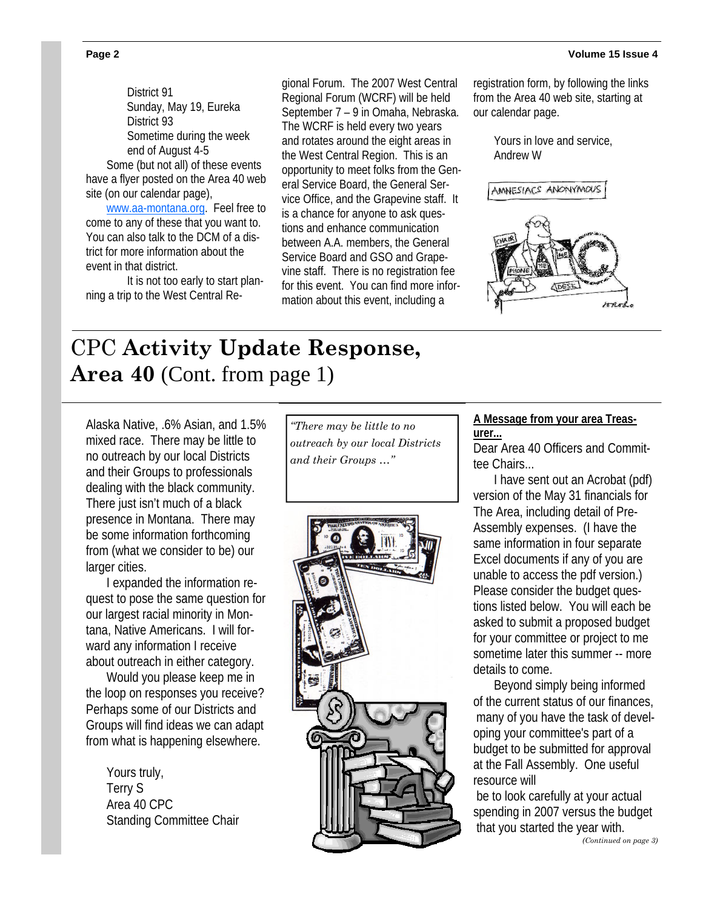District 91
Sunday, May 19, Eureka
District 93
Sometime during the week end of August 4-5

Some (but not all) of these events have a flyer posted on the Area 40 web site (on our calendar page), www.aa-montana.org. Feel free to come to any of these that you want to. You can also talk to the DCM of a district for more information about the event in that district.

It is not too early to start planning a trip to the West Central Regional Forum. The 2007 West Central Regional Forum (WCRF) will be held September 7 – 9 in Omaha, Nebraska. The WCRF is held every two years and rotates around the eight areas in the West Central Region. This is an opportunity to meet folks from the General Service Board, the General Service Office, and the Grapevine staff. It is a chance for anyone to ask questions and enhance communication between A.A. members, the General Service Board and GSO and Grapevine staff. There is no registration fee for this event. You can find more information about this event, including a registration form, by following the links from the Area 40 web site, starting at our calendar page.

Yours in love and service,
Andrew W

# CPC **Activity Update Response, Area 40** (Cont. from page 1)

Alaska Native, .6% Asian, and 1.5% mixed race. There may be little to no outreach by our local Districts and their Groups to professionals dealing with the black community. There just isn't much of a black presence in Montana. There may be some information forthcoming from (what we consider to be) our larger cities.

I expanded the information request to pose the same question for our largest racial minority in Montana, Native Americans. I will forward any information I receive about outreach in either category.

Would you please keep me in the loop on responses you receive? Perhaps some of our Districts and Groups will find ideas we can adapt from what is happening elsewhere.

Yours truly,
Terry S
Area 40 CPC
Standing Committee Chair

> *"There may be little to no outreach by our local Districts and their Groups …"*

**A Message from your area Treasurer...**

Dear Area 40 Officers and Committee Chairs...

I have sent out an Acrobat (pdf) version of the May 31 financials for The Area, including detail of Pre-Assembly expenses. (I have the same information in four separate Excel documents if any of you are unable to access the pdf version.) Please consider the budget questions listed below. You will each be asked to submit a proposed budget for your committee or project to me sometime later this summer -- more details to come.

Beyond simply being informed of the current status of our finances, many of you have the task of developing your committee's part of a budget to be submitted for approval at the Fall Assembly. One useful resource will be to look carefully at your actual spending in 2007 versus the budget that you started the year with.

*(Continued on page 3)*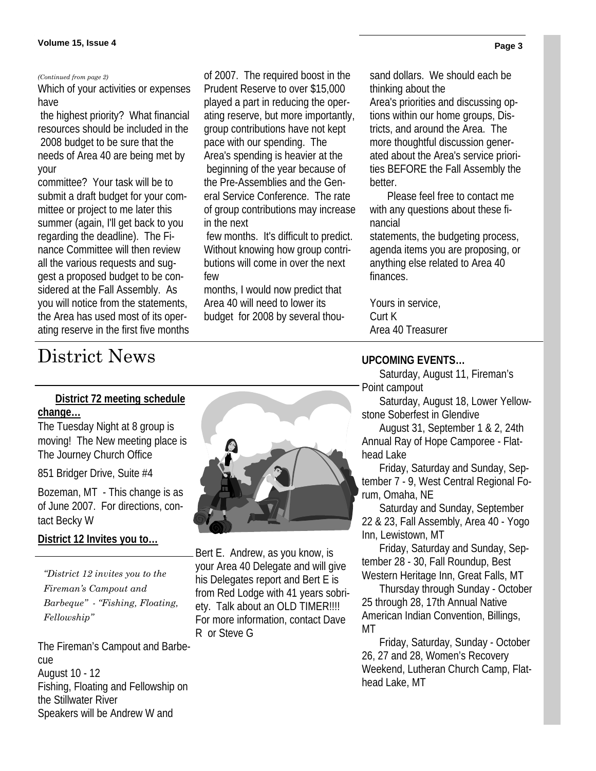*(Continued from page 2)*

Which of your activities or expenses have the highest priority? What financial resources should be included in the 2008 budget to be sure that the needs of Area 40 are being met by your committee? Your task will be to submit a draft budget for your committee or project to me later this summer (again, I'll get back to you regarding the deadline). The Finance Committee will then review all the various requests and suggest a proposed budget to be considered at the Fall Assembly. As you will notice from the statements, the Area has used most of its operating reserve in the first five months of 2007. The required boost in the Prudent Reserve to over $15,000 played a part in reducing the operating reserve, but more importantly, group contributions have not kept pace with our spending. The Area's spending is heavier at the beginning of the year because of the Pre-Assemblies and the General Service Conference. The rate of group contributions may increase in the next few months. It's difficult to predict. Without knowing how group contributions will come in over the next few months, I would now predict that Area 40 will need to lower its budget for 2008 by several thousand dollars. We should each be thinking about the Area's priorities and discussing options within our home groups, Districts, and around the Area. The more thoughtful discussion generated about the Area's service priorities BEFORE the Fall Assembly the better.

Please feel free to contact me with any questions about these financial statements, the budgeting process, agenda items you are proposing, or anything else related to Area 40 finances.

Yours in service,
Curt K
Area 40 Treasurer

# District News

**District 72 meeting schedule change…**

The Tuesday Night at 8 group is moving! The New meeting place is The Journey Church Office

851 Bridger Drive, Suite #4

Bozeman, MT - This change is as of June 2007. For directions, contact Becky W

**District 12 Invites you to…**

*"District 12 invites you to the Fireman's Campout and Barbeque" - "Fishing, Floating, Fellowship"*

The Fireman's Campout and Barbecue
August 10 - 12
Fishing, Floating and Fellowship on the Stillwater River
Speakers will be Andrew W and Bert E. Andrew, as you know, is your Area 40 Delegate and will give his Delegates report and Bert E is from Red Lodge with 41 years sobriety. Talk about an OLD TIMER!!!! For more information, contact Dave R or Steve G

**UPCOMING EVENTS…**

Saturday, August 11, Fireman's Point campout

Saturday, August 18, Lower Yellowstone Soberfest in Glendive

August 31, September 1 & 2, 24th Annual Ray of Hope Camporee - Flathead Lake

Friday, Saturday and Sunday, September 7 - 9, West Central Regional Forum, Omaha, NE

Saturday and Sunday, September 22 & 23, Fall Assembly, Area 40 - Yogo Inn, Lewistown, MT

Friday, Saturday and Sunday, September 28 - 30, Fall Roundup, Best Western Heritage Inn, Great Falls, MT

Thursday through Sunday - October 25 through 28, 17th Annual Native American Indian Convention, Billings, MT

Friday, Saturday, Sunday - October 26, 27 and 28, Women's Recovery Weekend, Lutheran Church Camp, Flathead Lake, MT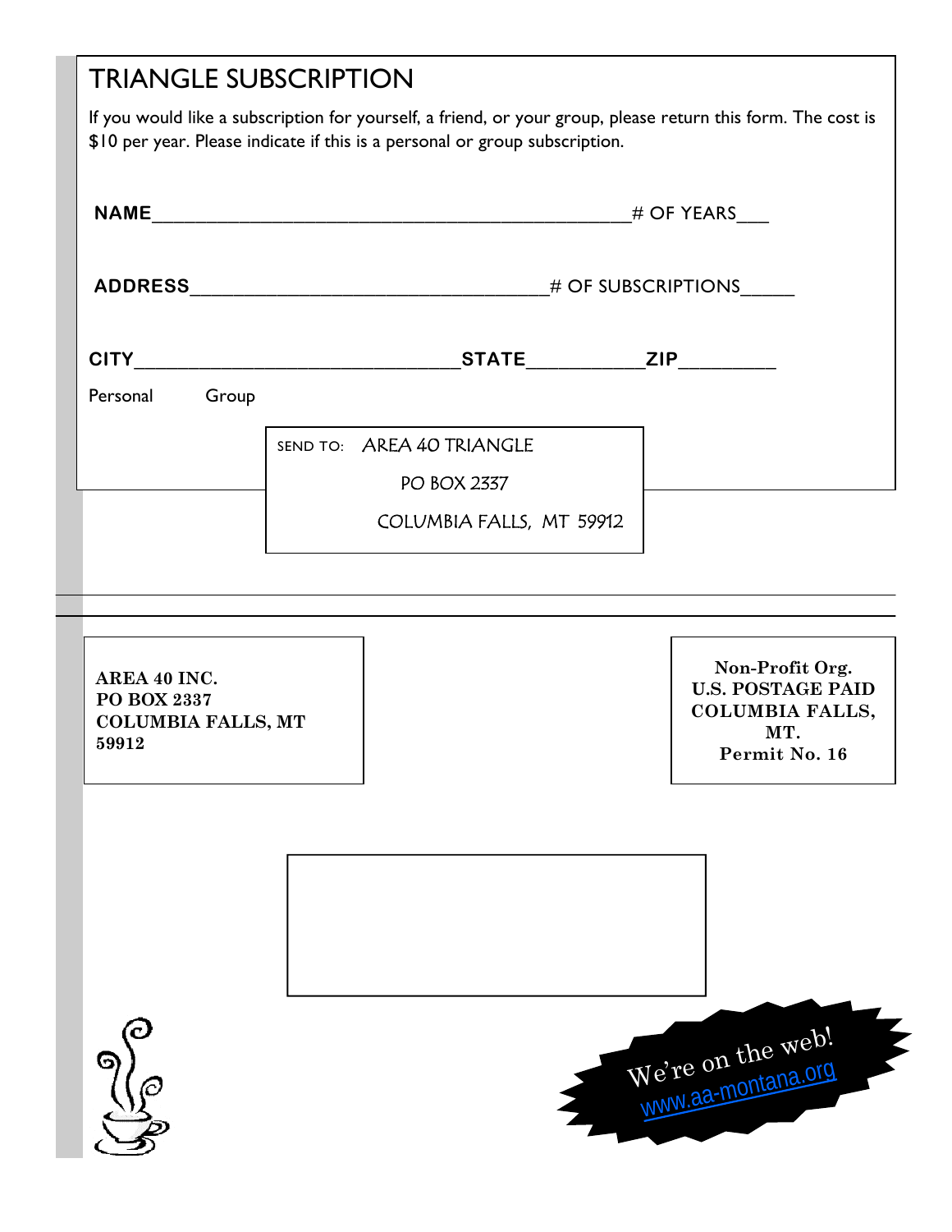# TRIANGLE SUBSCRIPTION

If you would like a subscription for yourself, a friend, or your group, please return this form. The cost is $10 per year. Please indicate if this is a personal or group subscription.

**NAME**_______________________________________________# OF YEARS___

**ADDRESS**____________________________________# OF SUBSCRIPTIONS_____

**CITY**__________________________________**STATE**____________**ZIP**__________

Personal Group

SEND TO: AREA 40 TRIANGLE
PO BOX 2337
COLUMBIA FALLS, MT 59912

**AREA 40 INC.**
**PO BOX 2337**
**COLUMBIA FALLS, MT**
**59912**

**Non-Profit Org.**
**U.S. POSTAGE PAID**
**COLUMBIA FALLS, MT.**
**Permit No. 16**

We're on the web!
www.aa-montana.org